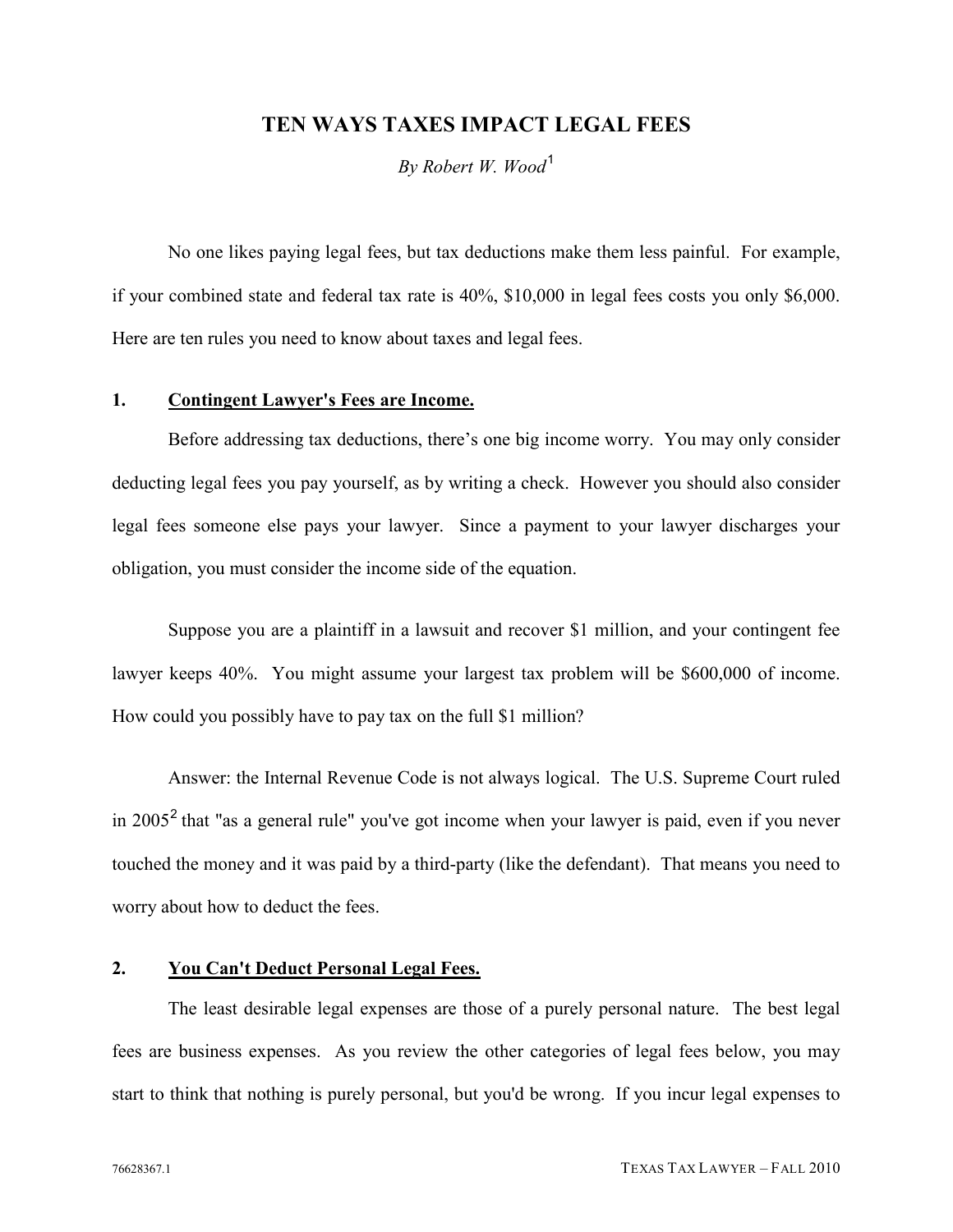# TEN WAYS TAXES IMPACT LEGAL FEES

*By Robert W. Wood*[1]

No one likes paying legal fees, but tax deductions make them less painful. For example, if your combined state and federal tax rate is 40%, $10,000 in legal fees costs you only $6,000. Here are ten rules you need to know about taxes and legal fees.

## 1. Contingent Lawyer's Fees are Income.

Before addressing tax deductions, there's one big income worry. You may only consider deducting legal fees you pay yourself, as by writing a check. However you should also consider legal fees someone else pays your lawyer. Since a payment to your lawyer discharges your obligation, you must consider the income side of the equation.

Suppose you are a plaintiff in a lawsuit and recover $1 million, and your contingent fee lawyer keeps 40%. You might assume your largest tax problem will be $600,000 of income. How could you possibly have to pay tax on the full $1 million?

Answer: the Internal Revenue Code is not always logical. The U.S. Supreme Court ruled in 2005[2] that "as a general rule" you've got income when your lawyer is paid, even if you never touched the money and it was paid by a third-party (like the defendant). That means you need to worry about how to deduct the fees.

## 2. You Can't Deduct Personal Legal Fees.

The least desirable legal expenses are those of a purely personal nature. The best legal fees are business expenses. As you review the other categories of legal fees below, you may start to think that nothing is purely personal, but you'd be wrong. If you incur legal expenses to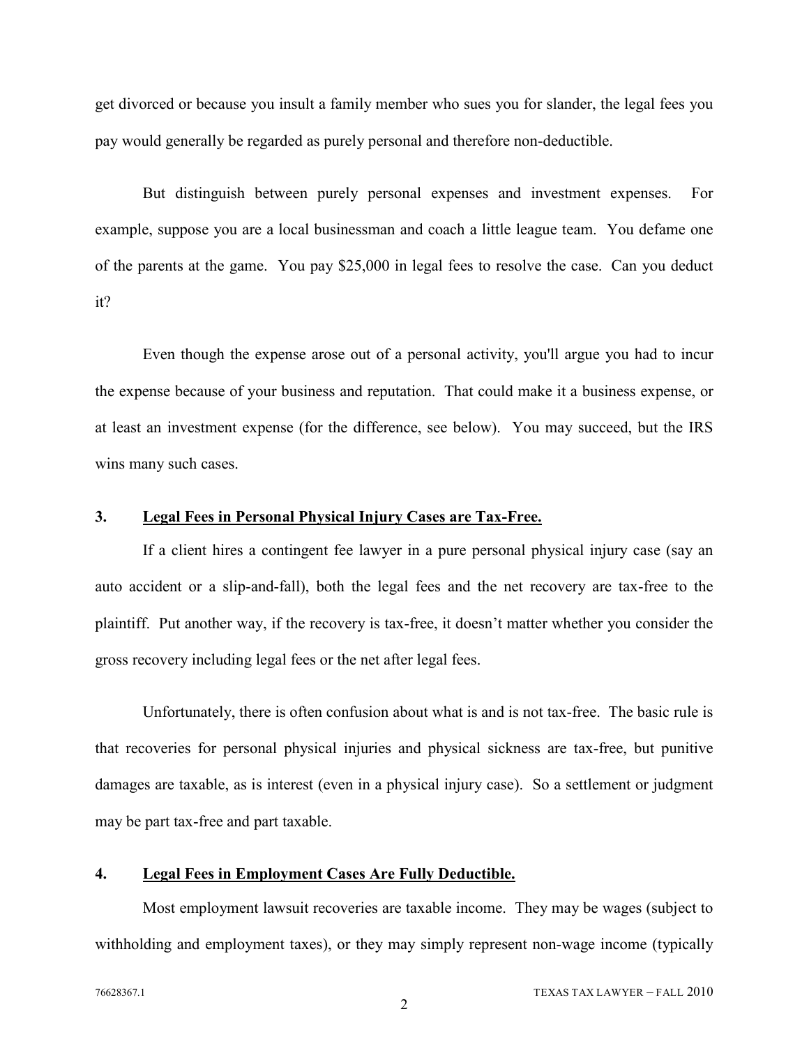get divorced or because you insult a family member who sues you for slander, the legal fees you pay would generally be regarded as purely personal and therefore non-deductible.

But distinguish between purely personal expenses and investment expenses. For example, suppose you are a local businessman and coach a little league team. You defame one of the parents at the game. You pay $25,000 in legal fees to resolve the case. Can you deduct it?

Even though the expense arose out of a personal activity, you'll argue you had to incur the expense because of your business and reputation. That could make it a business expense, or at least an investment expense (for the difference, see below). You may succeed, but the IRS wins many such cases.

### 3. <u>Legal Fees in Personal Physical Injury Cases are Tax-Free.</u>

If a client hires a contingent fee lawyer in a pure personal physical injury case (say an auto accident or a slip-and-fall), both the legal fees and the net recovery are tax-free to the plaintiff. Put another way, if the recovery is tax-free, it doesn't matter whether you consider the gross recovery including legal fees or the net after legal fees.

Unfortunately, there is often confusion about what is and is not tax-free. The basic rule is that recoveries for personal physical injuries and physical sickness are tax-free, but punitive damages are taxable, as is interest (even in a physical injury case). So a settlement or judgment may be part tax-free and part taxable.

### 4. <u>Legal Fees in Employment Cases Are Fully Deductible.</u>

Most employment lawsuit recoveries are taxable income. They may be wages (subject to withholding and employment taxes), or they may simply represent non-wage income (typically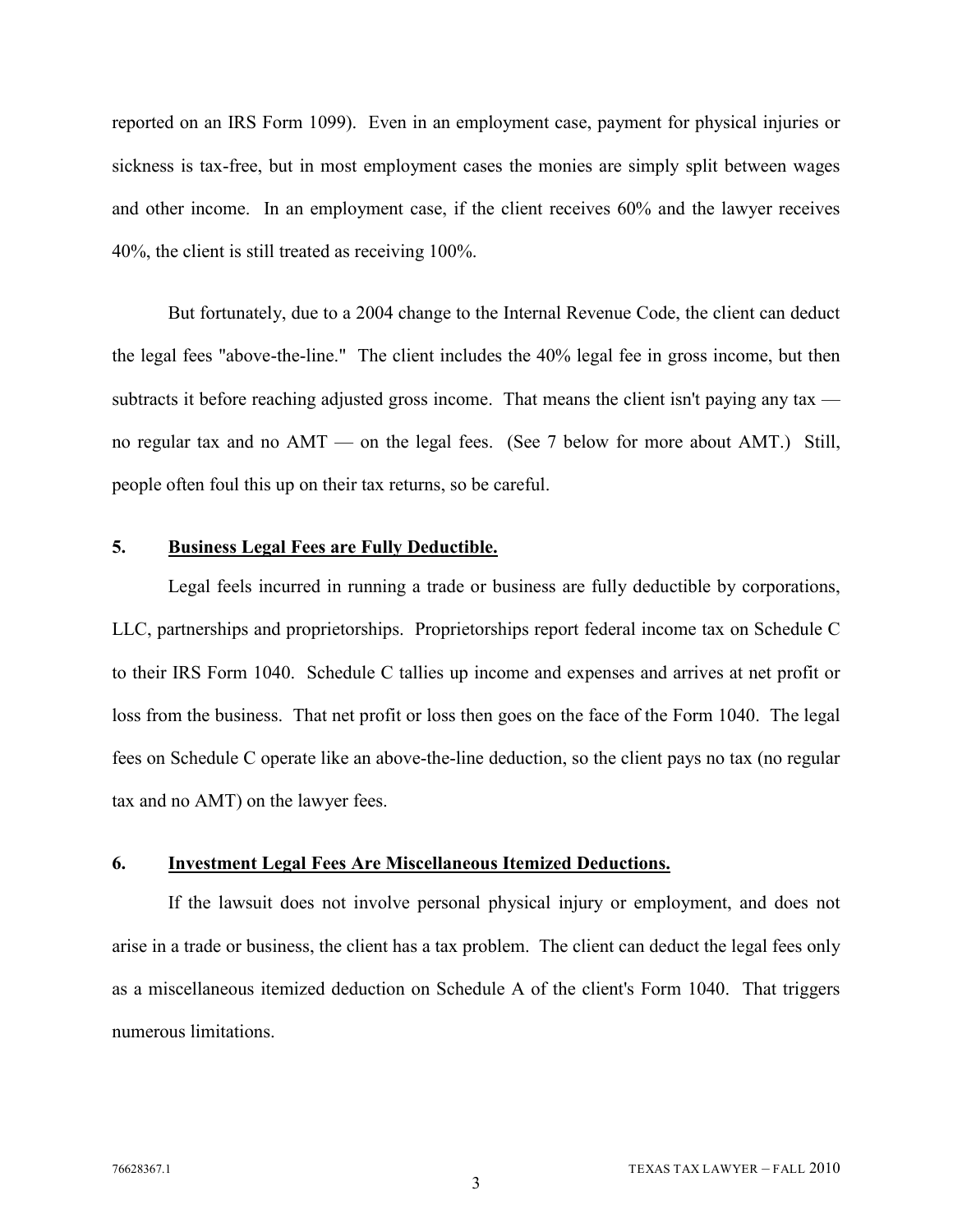reported on an IRS Form 1099). Even in an employment case, payment for physical injuries or sickness is tax-free, but in most employment cases the monies are simply split between wages and other income. In an employment case, if the client receives 60% and the lawyer receives 40%, the client is still treated as receiving 100%.

But fortunately, due to a 2004 change to the Internal Revenue Code, the client can deduct the legal fees "above-the-line." The client includes the 40% legal fee in gross income, but then subtracts it before reaching adjusted gross income. That means the client isn't paying any tax — no regular tax and no AMT — on the legal fees. (See 7 below for more about AMT.) Still, people often foul this up on their tax returns, so be careful.

## 5. Business Legal Fees are Fully Deductible.

Legal feels incurred in running a trade or business are fully deductible by corporations, LLC, partnerships and proprietorships. Proprietorships report federal income tax on Schedule C to their IRS Form 1040. Schedule C tallies up income and expenses and arrives at net profit or loss from the business. That net profit or loss then goes on the face of the Form 1040. The legal fees on Schedule C operate like an above-the-line deduction, so the client pays no tax (no regular tax and no AMT) on the lawyer fees.

## 6. Investment Legal Fees Are Miscellaneous Itemized Deductions.

If the lawsuit does not involve personal physical injury or employment, and does not arise in a trade or business, the client has a tax problem. The client can deduct the legal fees only as a miscellaneous itemized deduction on Schedule A of the client's Form 1040. That triggers numerous limitations.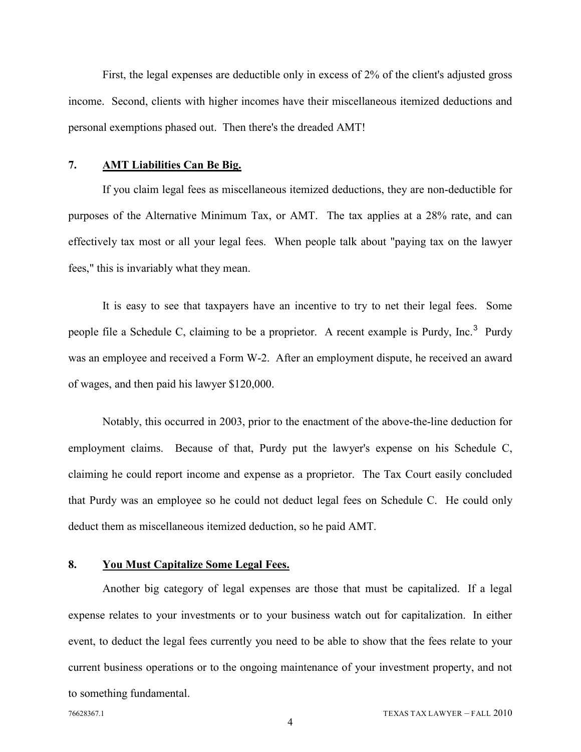First, the legal expenses are deductible only in excess of 2% of the client's adjusted gross income. Second, clients with higher incomes have their miscellaneous itemized deductions and personal exemptions phased out. Then there's the dreaded AMT!

## 7. **AMT Liabilities Can Be Big.**

If you claim legal fees as miscellaneous itemized deductions, they are non-deductible for purposes of the Alternative Minimum Tax, or AMT. The tax applies at a 28% rate, and can effectively tax most or all your legal fees. When people talk about "paying tax on the lawyer fees," this is invariably what they mean.

It is easy to see that taxpayers have an incentive to try to net their legal fees. Some people file a Schedule C, claiming to be a proprietor. A recent example is Purdy, Inc.[3] Purdy was an employee and received a Form W-2. After an employment dispute, he received an award of wages, and then paid his lawyer $120,000.

Notably, this occurred in 2003, prior to the enactment of the above-the-line deduction for employment claims. Because of that, Purdy put the lawyer's expense on his Schedule C, claiming he could report income and expense as a proprietor. The Tax Court easily concluded that Purdy was an employee so he could not deduct legal fees on Schedule C. He could only deduct them as miscellaneous itemized deduction, so he paid AMT.

## 8. **You Must Capitalize Some Legal Fees.**

Another big category of legal expenses are those that must be capitalized. If a legal expense relates to your investments or to your business watch out for capitalization. In either event, to deduct the legal fees currently you need to be able to show that the fees relate to your current business operations or to the ongoing maintenance of your investment property, and not to something fundamental.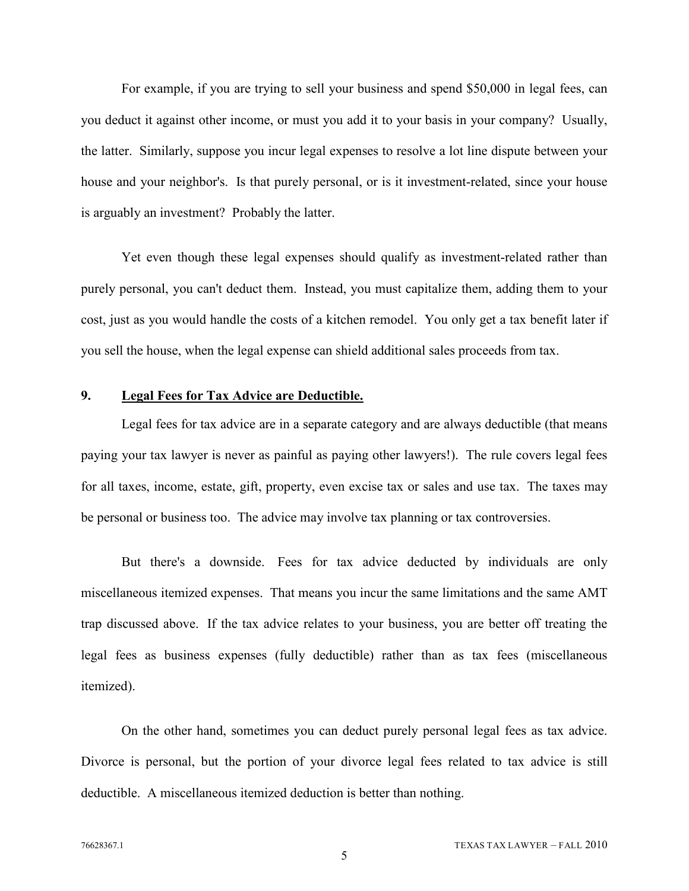For example, if you are trying to sell your business and spend $50,000 in legal fees, can you deduct it against other income, or must you add it to your basis in your company? Usually, the latter. Similarly, suppose you incur legal expenses to resolve a lot line dispute between your house and your neighbor's. Is that purely personal, or is it investment-related, since your house is arguably an investment? Probably the latter.

Yet even though these legal expenses should qualify as investment-related rather than purely personal, you can't deduct them. Instead, you must capitalize them, adding them to your cost, just as you would handle the costs of a kitchen remodel. You only get a tax benefit later if you sell the house, when the legal expense can shield additional sales proceeds from tax.

## 9. Legal Fees for Tax Advice are Deductible.

Legal fees for tax advice are in a separate category and are always deductible (that means paying your tax lawyer is never as painful as paying other lawyers!). The rule covers legal fees for all taxes, income, estate, gift, property, even excise tax or sales and use tax. The taxes may be personal or business too. The advice may involve tax planning or tax controversies.

But there's a downside. Fees for tax advice deducted by individuals are only miscellaneous itemized expenses. That means you incur the same limitations and the same AMT trap discussed above. If the tax advice relates to your business, you are better off treating the legal fees as business expenses (fully deductible) rather than as tax fees (miscellaneous itemized).

On the other hand, sometimes you can deduct purely personal legal fees as tax advice. Divorce is personal, but the portion of your divorce legal fees related to tax advice is still deductible. A miscellaneous itemized deduction is better than nothing.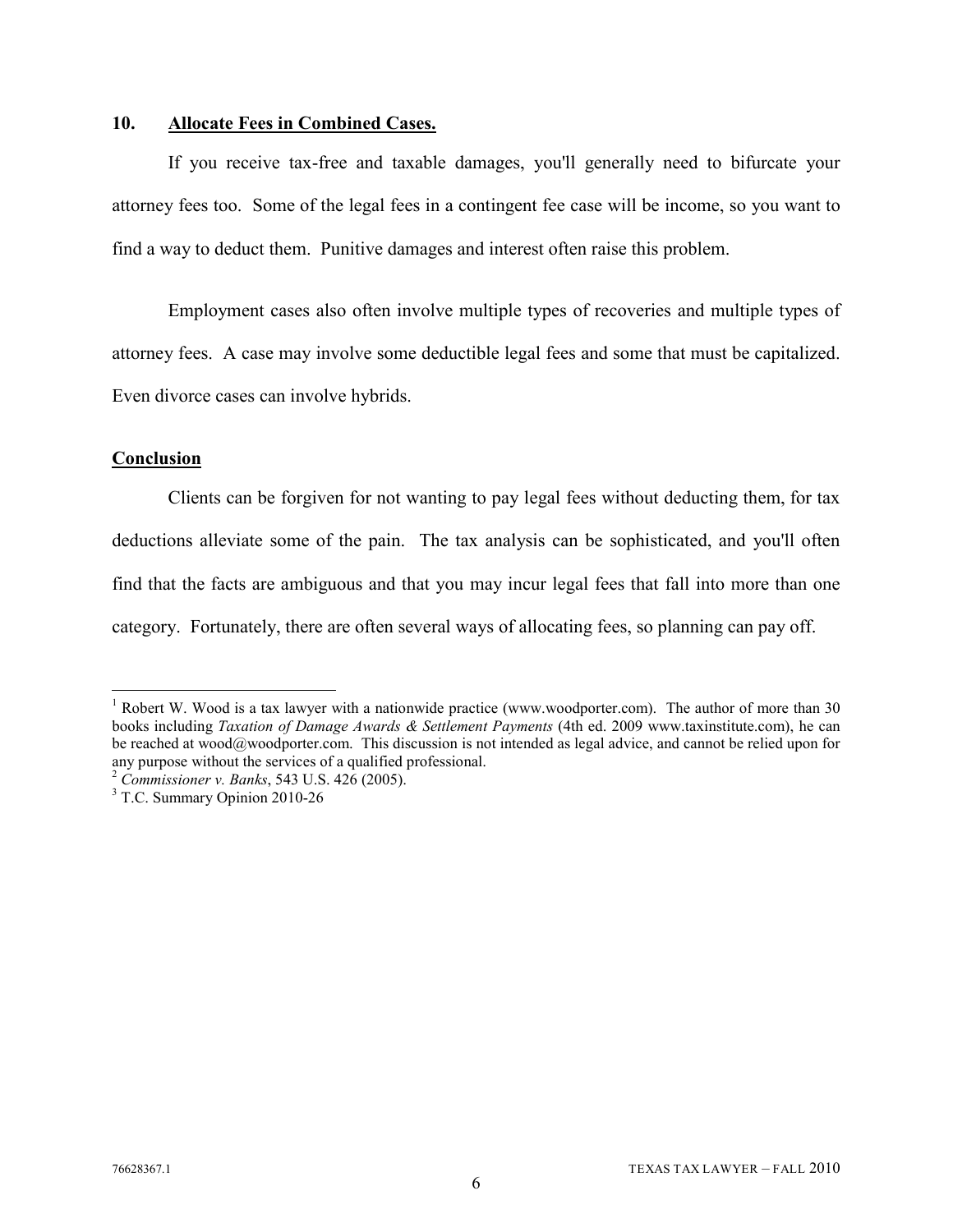### 10. **Allocate Fees in Combined Cases.**

If you receive tax-free and taxable damages, you'll generally need to bifurcate your attorney fees too. Some of the legal fees in a contingent fee case will be income, so you want to find a way to deduct them. Punitive damages and interest often raise this problem.

Employment cases also often involve multiple types of recoveries and multiple types of attorney fees. A case may involve some deductible legal fees and some that must be capitalized. Even divorce cases can involve hybrids.

## **Conclusion**

Clients can be forgiven for not wanting to pay legal fees without deducting them, for tax deductions alleviate some of the pain. The tax analysis can be sophisticated, and you'll often find that the facts are ambiguous and that you may incur legal fees that fall into more than one category. Fortunately, there are often several ways of allocating fees, so planning can pay off.

---

[1] Robert W. Wood is a tax lawyer with a nationwide practice (www.woodporter.com). The author of more than 30 books including *Taxation of Damage Awards & Settlement Payments* (4th ed. 2009 www.taxinstitute.com), he can be reached at wood@woodporter.com. This discussion is not intended as legal advice, and cannot be relied upon for any purpose without the services of a qualified professional.

[2] *Commissioner v. Banks*, 543 U.S. 426 (2005).

[3] T.C. Summary Opinion 2010-26